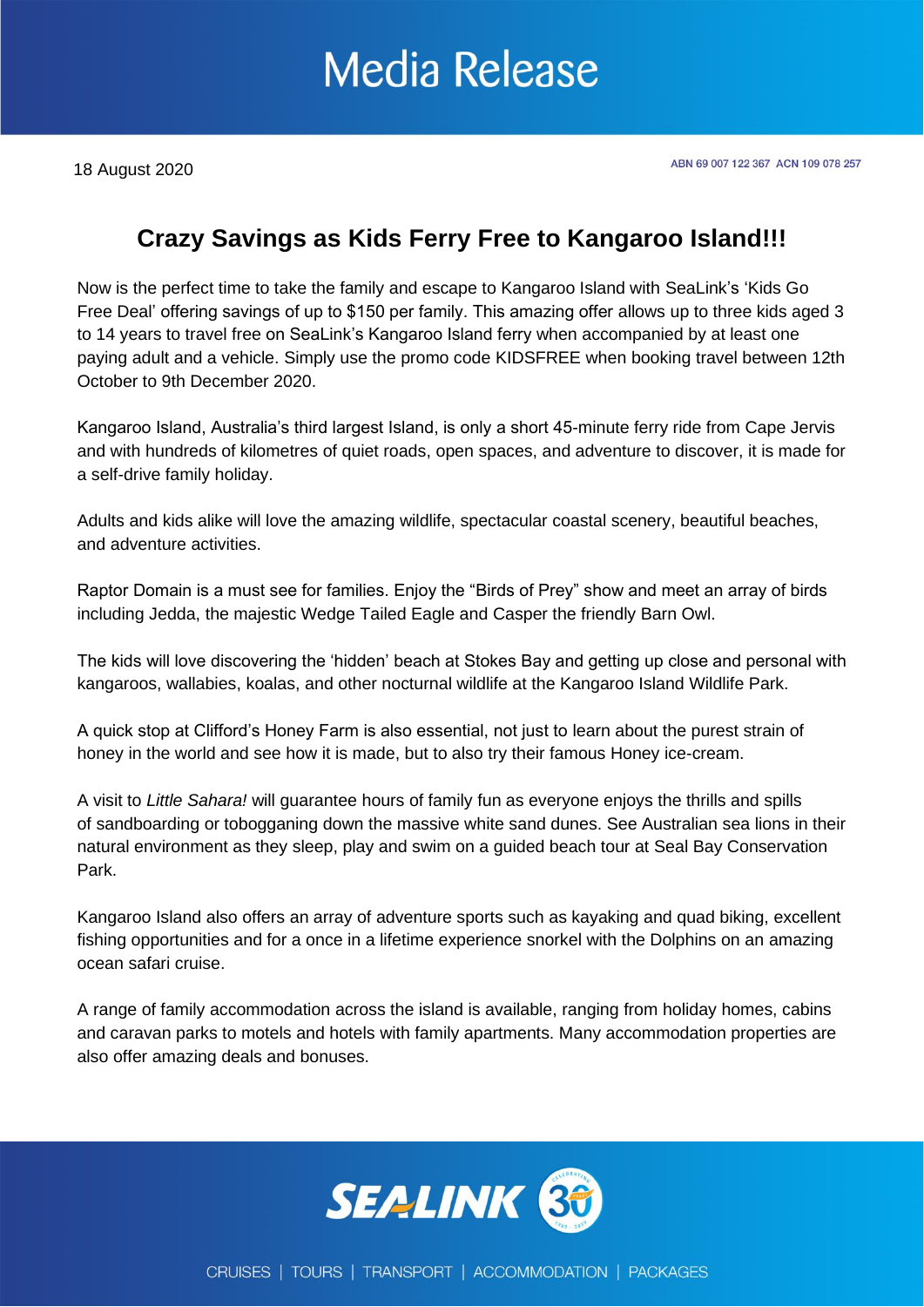# Media Release

18 August 2020

ABN 69 007 122 367 ACN 109 078 257

## Crazy Savings as Kids Ferry Free to Kangaroo Island!!!

Now is the perfect time to take the family and escape to Kangaroo Island with SeaLink's 'Kids Go Free Deal' offering savings of up to $150 per family. This amazing offer allows up to three kids aged 3 to 14 years to travel free on SeaLink's Kangaroo Island ferry when accompanied by at least one paying adult and a vehicle. Simply use the promo code KIDSFREE when booking travel between 12th October to 9th December 2020.

Kangaroo Island, Australia's third largest Island, is only a short 45-minute ferry ride from Cape Jervis and with hundreds of kilometres of quiet roads, open spaces, and adventure to discover, it is made for a self-drive family holiday.

Adults and kids alike will love the amazing wildlife, spectacular coastal scenery, beautiful beaches, and adventure activities.

Raptor Domain is a must see for families. Enjoy the "Birds of Prey" show and meet an array of birds including Jedda, the majestic Wedge Tailed Eagle and Casper the friendly Barn Owl.

The kids will love discovering the 'hidden' beach at Stokes Bay and getting up close and personal with kangaroos, wallabies, koalas, and other nocturnal wildlife at the Kangaroo Island Wildlife Park.

A quick stop at Clifford's Honey Farm is also essential, not just to learn about the purest strain of honey in the world and see how it is made, but to also try their famous Honey ice-cream.

A visit to *Little Sahara!* will guarantee hours of family fun as everyone enjoys the thrills and spills of sandboarding or tobogganing down the massive white sand dunes. See Australian sea lions in their natural environment as they sleep, play and swim on a guided beach tour at Seal Bay Conservation Park.

Kangaroo Island also offers an array of adventure sports such as kayaking and quad biking, excellent fishing opportunities and for a once in a lifetime experience snorkel with the Dolphins on an amazing ocean safari cruise.

A range of family accommodation across the island is available, ranging from holiday homes, cabins and caravan parks to motels and hotels with family apartments. Many accommodation properties are also offer amazing deals and bonuses.

SEALINK

CRUISES | TOURS | TRANSPORT | ACCOMMODATION | PACKAGES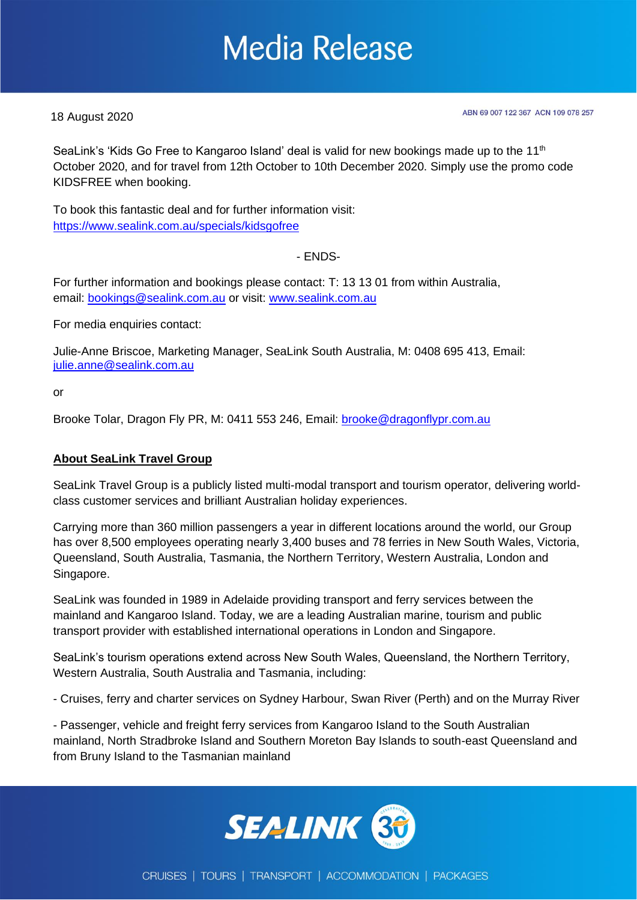18 August 2020

ABN 69 007 122 367 ACN 109 078 257

SeaLink's 'Kids Go Free to Kangaroo Island' deal is valid for new bookings made up to the 11th October 2020, and for travel from 12th October to 10th December 2020. Simply use the promo code KIDSFREE when booking.

To book this fantastic deal and for further information visit:
https://www.sealink.com.au/specials/kidsgofree

- ENDS-

For further information and bookings please contact: T: 13 13 01 from within Australia, email: bookings@sealink.com.au or visit: www.sealink.com.au

For media enquiries contact:

Julie-Anne Briscoe, Marketing Manager, SeaLink South Australia, M: 0408 695 413, Email: julie.anne@sealink.com.au

or

Brooke Tolar, Dragon Fly PR, M: 0411 553 246, Email: brooke@dragonflypr.com.au

**About SeaLink Travel Group**

SeaLink Travel Group is a publicly listed multi-modal transport and tourism operator, delivering world-class customer services and brilliant Australian holiday experiences.

Carrying more than 360 million passengers a year in different locations around the world, our Group has over 8,500 employees operating nearly 3,400 buses and 78 ferries in New South Wales, Victoria, Queensland, South Australia, Tasmania, the Northern Territory, Western Australia, London and Singapore.

SeaLink was founded in 1989 in Adelaide providing transport and ferry services between the mainland and Kangaroo Island. Today, we are a leading Australian marine, tourism and public transport provider with established international operations in London and Singapore.

SeaLink's tourism operations extend across New South Wales, Queensland, the Northern Territory, Western Australia, South Australia and Tasmania, including:

- Cruises, ferry and charter services on Sydney Harbour, Swan River (Perth) and on the Murray River

- Passenger, vehicle and freight ferry services from Kangaroo Island to the South Australian mainland, North Stradbroke Island and Southern Moreton Bay Islands to south-east Queensland and from Bruny Island to the Tasmanian mainland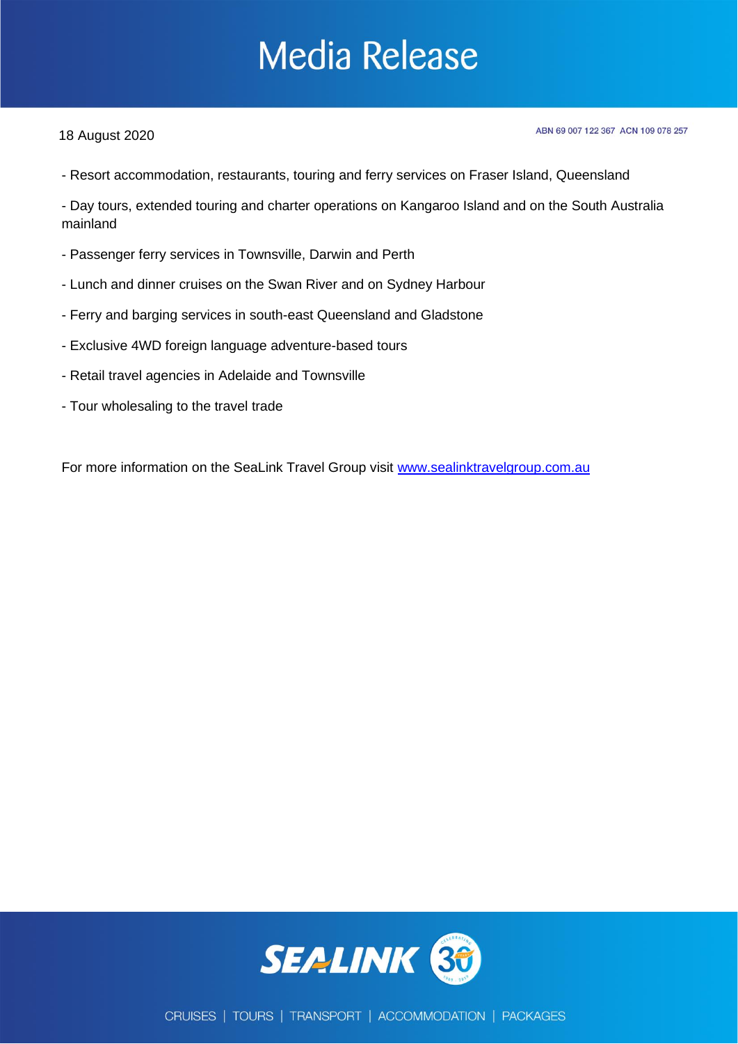# Media Release

18 August 2020

ABN 69 007 122 367 ACN 109 078 257

- Resort accommodation, restaurants, touring and ferry services on Fraser Island, Queensland
- Day tours, extended touring and charter operations on Kangaroo Island and on the South Australia mainland
- Passenger ferry services in Townsville, Darwin and Perth
- Lunch and dinner cruises on the Swan River and on Sydney Harbour
- Ferry and barging services in south-east Queensland and Gladstone
- Exclusive 4WD foreign language adventure-based tours
- Retail travel agencies in Adelaide and Townsville
- Tour wholesaling to the travel trade

For more information on the SeaLink Travel Group visit [www.sealinktravelgroup.com.au](http://www.sealinktravelgroup.com.au)

CRUISES | TOURS | TRANSPORT | ACCOMMODATION | PACKAGES